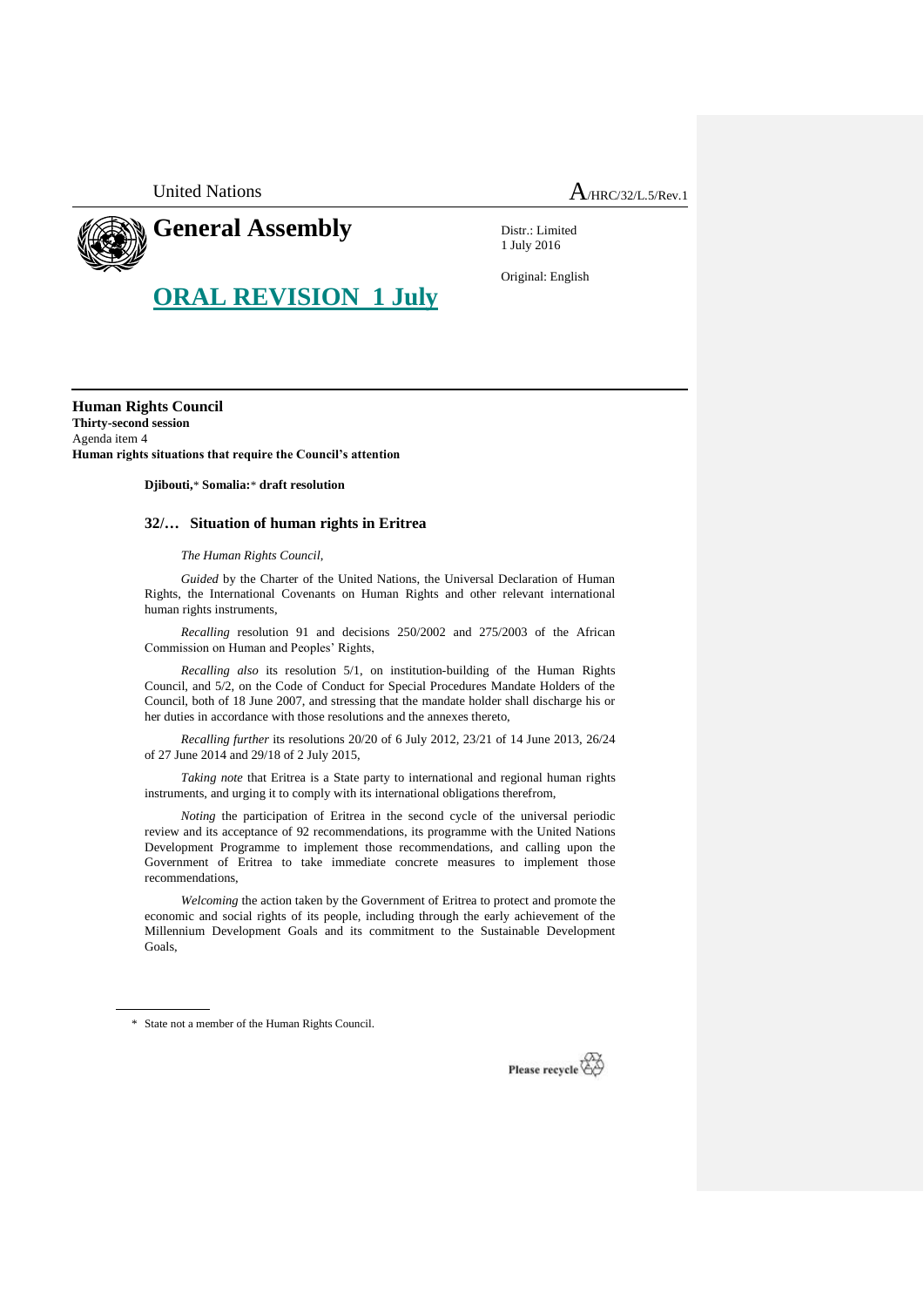United Nations

A/HRC/32/L.5/Rev.1

# General Assembly

Distr.: Limited
1 July 2016

Original: English

## ORAL REVISION 1 July

**Human Rights Council**
**Thirty-second session**
Agenda item 4
**Human rights situations that require the Council's attention**

**Djibouti,* Somalia:* draft resolution**

### 32/… Situation of human rights in Eritrea

*The Human Rights Council*,

*Guided* by the Charter of the United Nations, the Universal Declaration of Human Rights, the International Covenants on Human Rights and other relevant international human rights instruments,

*Recalling* resolution 91 and decisions 250/2002 and 275/2003 of the African Commission on Human and Peoples' Rights,

*Recalling also* its resolution 5/1, on institution-building of the Human Rights Council, and 5/2, on the Code of Conduct for Special Procedures Mandate Holders of the Council, both of 18 June 2007, and stressing that the mandate holder shall discharge his or her duties in accordance with those resolutions and the annexes thereto,

*Recalling further* its resolutions 20/20 of 6 July 2012, 23/21 of 14 June 2013, 26/24 of 27 June 2014 and 29/18 of 2 July 2015,

*Taking note* that Eritrea is a State party to international and regional human rights instruments, and urging it to comply with its international obligations therefrom,

*Noting* the participation of Eritrea in the second cycle of the universal periodic review and its acceptance of 92 recommendations, its programme with the United Nations Development Programme to implement those recommendations, and calling upon the Government of Eritrea to take immediate concrete measures to implement those recommendations,

*Welcoming* the action taken by the Government of Eritrea to protect and promote the economic and social rights of its people, including through the early achievement of the Millennium Development Goals and its commitment to the Sustainable Development Goals,

\* State not a member of the Human Rights Council.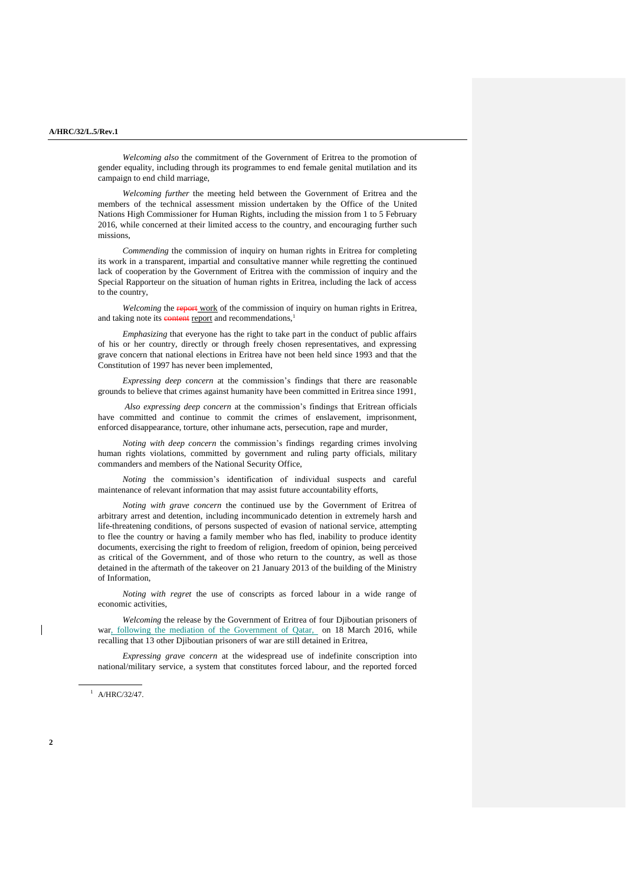*Welcoming also* the commitment of the Government of Eritrea to the promotion of gender equality, including through its programmes to end female genital mutilation and its campaign to end child marriage,

*Welcoming further* the meeting held between the Government of Eritrea and the members of the technical assessment mission undertaken by the Office of the United Nations High Commissioner for Human Rights, including the mission from 1 to 5 February 2016, while concerned at their limited access to the country, and encouraging further such missions,

*Commending* the commission of inquiry on human rights in Eritrea for completing its work in a transparent, impartial and consultative manner while regretting the continued lack of cooperation by the Government of Eritrea with the commission of inquiry and the Special Rapporteur on the situation of human rights in Eritrea, including the lack of access to the country,

*Welcoming* the ~~report~~ work of the commission of inquiry on human rights in Eritrea, and taking note its ~~content~~ report and recommendations,[1]

*Emphasizing* that everyone has the right to take part in the conduct of public affairs of his or her country, directly or through freely chosen representatives, and expressing grave concern that national elections in Eritrea have not been held since 1993 and that the Constitution of 1997 has never been implemented,

*Expressing deep concern* at the commission's findings that there are reasonable grounds to believe that crimes against humanity have been committed in Eritrea since 1991,

*Also expressing deep concern* at the commission's findings that Eritrean officials have committed and continue to commit the crimes of enslavement, imprisonment, enforced disappearance, torture, other inhumane acts, persecution, rape and murder,

*Noting with deep concern* the commission's findings regarding crimes involving human rights violations, committed by government and ruling party officials, military commanders and members of the National Security Office,

*Noting* the commission's identification of individual suspects and careful maintenance of relevant information that may assist future accountability efforts,

*Noting with grave concern* the continued use by the Government of Eritrea of arbitrary arrest and detention, including incommunicado detention in extremely harsh and life-threatening conditions, of persons suspected of evasion of national service, attempting to flee the country or having a family member who has fled, inability to produce identity documents, exercising the right to freedom of religion, freedom of opinion, being perceived as critical of the Government, and of those who return to the country, as well as those detained in the aftermath of the takeover on 21 January 2013 of the building of the Ministry of Information,

*Noting with regret* the use of conscripts as forced labour in a wide range of economic activities,

*Welcoming* the release by the Government of Eritrea of four Djiboutian prisoners of war, following the mediation of the Government of Qatar, on 18 March 2016, while recalling that 13 other Djiboutian prisoners of war are still detained in Eritrea,

*Expressing grave concern* at the widespread use of indefinite conscription into national/military service, a system that constitutes forced labour, and the reported forced

---

[1] A/HRC/32/47.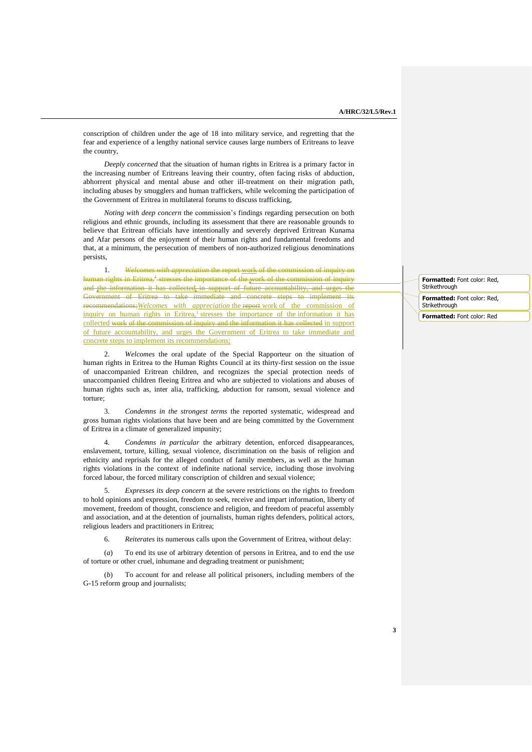conscription of children under the age of 18 into military service, and regretting that the fear and experience of a lengthy national service causes large numbers of Eritreans to leave the country,

*Deeply concerned* that the situation of human rights in Eritrea is a primary factor in the increasing number of Eritreans leaving their country, often facing risks of abduction, abhorrent physical and mental abuse and other ill-treatment on their migration path, including abuses by smugglers and human traffickers, while welcoming the participation of the Government of Eritrea in multilateral forums to discuss trafficking,

*Noting with deep concern* the commission's findings regarding persecution on both religious and ethnic grounds, including its assessment that there are reasonable grounds to believe that Eritrean officials have intentionally and severely deprived Eritrean Kunama and Afar persons of the enjoyment of their human rights and fundamental freedoms and that, at a minimum, the persecution of members of non-authorized religious denominations persists,

1. ~~*Welcomes with appreciation* the report work of the commission of inquiry on human rights in Eritrea,[1] stresses the importance of the work of the commission of inquiry and the information it has collected in support of future accountability, and urges the Government of Eritrea to take immediate and concrete steps to implement its recommendations;~~ *Welcomes with appreciation* the ~~report~~ work of the commission of inquiry on human rights in Eritrea,[1] stresses the importance of the information it has collected ~~work of the commission of inquiry and the information it has collected~~ in support of future accountability, and urges the Government of Eritrea to take immediate and concrete steps to implement its recommendations;

2. *Welcomes* the oral update of the Special Rapporteur on the situation of human rights in Eritrea to the Human Rights Council at its thirty-first session on the issue of unaccompanied Eritrean children, and recognizes the special protection needs of unaccompanied children fleeing Eritrea and who are subjected to violations and abuses of human rights such as, inter alia, trafficking, abduction for ransom, sexual violence and torture;

3. *Condemns in the strongest terms* the reported systematic, widespread and gross human rights violations that have been and are being committed by the Government of Eritrea in a climate of generalized impunity;

4. *Condemns in particular* the arbitrary detention, enforced disappearances, enslavement, torture, killing, sexual violence, discrimination on the basis of religion and ethnicity and reprisals for the alleged conduct of family members, as well as the human rights violations in the context of indefinite national service, including those involving forced labour, the forced military conscription of children and sexual violence;

5. *Expresses its deep concern* at the severe restrictions on the rights to freedom to hold opinions and expression, freedom to seek, receive and impart information, liberty of movement, freedom of thought, conscience and religion, and freedom of peaceful assembly and association, and at the detention of journalists, human rights defenders, political actors, religious leaders and practitioners in Eritrea;

6. *Reiterates* its numerous calls upon the Government of Eritrea, without delay:

(*a*) To end its use of arbitrary detention of persons in Eritrea, and to end the use of torture or other cruel, inhumane and degrading treatment or punishment;

(*b*) To account for and release all political prisoners, including members of the G-15 reform group and journalists;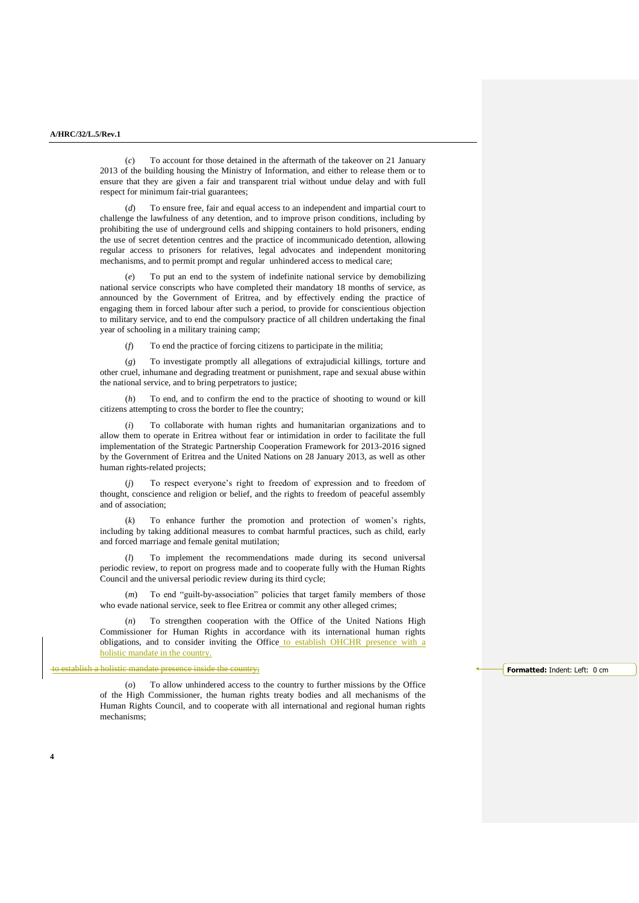(*c*) To account for those detained in the aftermath of the takeover on 21 January 2013 of the building housing the Ministry of Information, and either to release them or to ensure that they are given a fair and transparent trial without undue delay and with full respect for minimum fair-trial guarantees;

(*d*) To ensure free, fair and equal access to an independent and impartial court to challenge the lawfulness of any detention, and to improve prison conditions, including by prohibiting the use of underground cells and shipping containers to hold prisoners, ending the use of secret detention centres and the practice of incommunicado detention, allowing regular access to prisoners for relatives, legal advocates and independent monitoring mechanisms, and to permit prompt and regular unhindered access to medical care;

(*e*) To put an end to the system of indefinite national service by demobilizing national service conscripts who have completed their mandatory 18 months of service, as announced by the Government of Eritrea, and by effectively ending the practice of engaging them in forced labour after such a period, to provide for conscientious objection to military service, and to end the compulsory practice of all children undertaking the final year of schooling in a military training camp;

(*f*) To end the practice of forcing citizens to participate in the militia;

(*g*) To investigate promptly all allegations of extrajudicial killings, torture and other cruel, inhumane and degrading treatment or punishment, rape and sexual abuse within the national service, and to bring perpetrators to justice;

(*h*) To end, and to confirm the end to the practice of shooting to wound or kill citizens attempting to cross the border to flee the country;

(*i*) To collaborate with human rights and humanitarian organizations and to allow them to operate in Eritrea without fear or intimidation in order to facilitate the full implementation of the Strategic Partnership Cooperation Framework for 2013-2016 signed by the Government of Eritrea and the United Nations on 28 January 2013, as well as other human rights-related projects;

(*j*) To respect everyone's right to freedom of expression and to freedom of thought, conscience and religion or belief, and the rights to freedom of peaceful assembly and of association;

(*k*) To enhance further the promotion and protection of women's rights, including by taking additional measures to combat harmful practices, such as child, early and forced marriage and female genital mutilation;

(*l*) To implement the recommendations made during its second universal periodic review, to report on progress made and to cooperate fully with the Human Rights Council and the universal periodic review during its third cycle;

(*m*) To end "guilt-by-association" policies that target family members of those who evade national service, seek to flee Eritrea or commit any other alleged crimes;

(*n*) To strengthen cooperation with the Office of the United Nations High Commissioner for Human Rights in accordance with its international human rights obligations, and to consider inviting the Office to establish OHCHR presence with a holistic mandate in the country.

~~to establish a holistic mandate presence inside the country;~~

(*o*) To allow unhindered access to the country to further missions by the Office of the High Commissioner, the human rights treaty bodies and all mechanisms of the Human Rights Council, and to cooperate with all international and regional human rights mechanisms;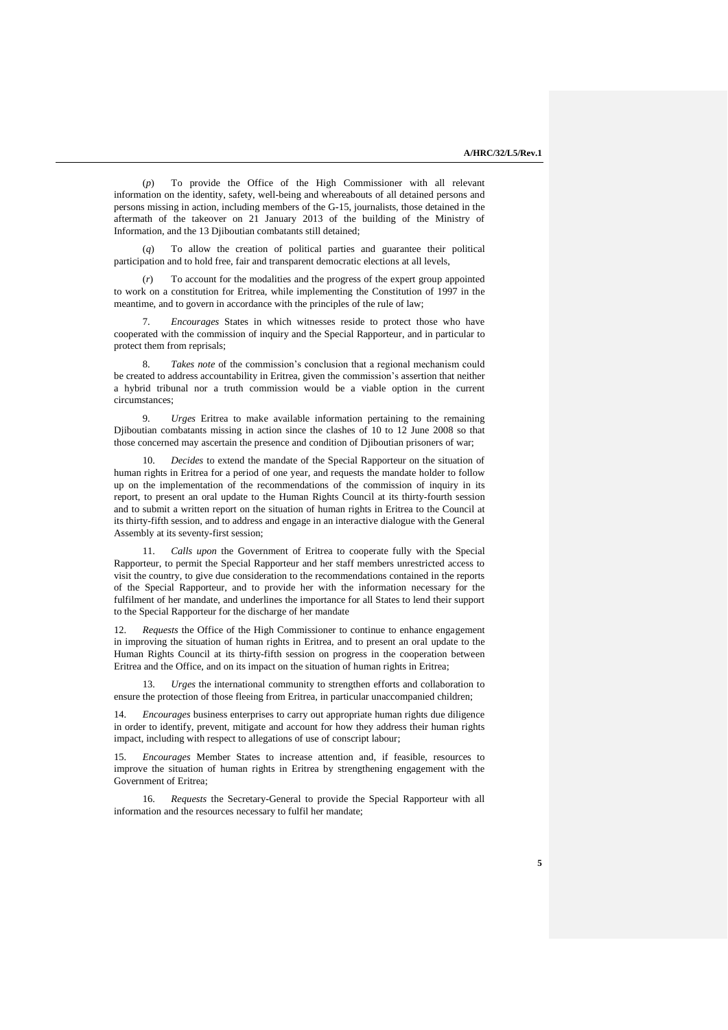(*p*) To provide the Office of the High Commissioner with all relevant information on the identity, safety, well-being and whereabouts of all detained persons and persons missing in action, including members of the G-15, journalists, those detained in the aftermath of the takeover on 21 January 2013 of the building of the Ministry of Information, and the 13 Djiboutian combatants still detained;

(*q*) To allow the creation of political parties and guarantee their political participation and to hold free, fair and transparent democratic elections at all levels,

(*r*) To account for the modalities and the progress of the expert group appointed to work on a constitution for Eritrea, while implementing the Constitution of 1997 in the meantime, and to govern in accordance with the principles of the rule of law;

7. *Encourages* States in which witnesses reside to protect those who have cooperated with the commission of inquiry and the Special Rapporteur, and in particular to protect them from reprisals;

8. *Takes note* of the commission's conclusion that a regional mechanism could be created to address accountability in Eritrea, given the commission's assertion that neither a hybrid tribunal nor a truth commission would be a viable option in the current circumstances;

9. *Urges* Eritrea to make available information pertaining to the remaining Djiboutian combatants missing in action since the clashes of 10 to 12 June 2008 so that those concerned may ascertain the presence and condition of Djiboutian prisoners of war;

10. *Decides* to extend the mandate of the Special Rapporteur on the situation of human rights in Eritrea for a period of one year, and requests the mandate holder to follow up on the implementation of the recommendations of the commission of inquiry in its report, to present an oral update to the Human Rights Council at its thirty-fourth session and to submit a written report on the situation of human rights in Eritrea to the Council at its thirty-fifth session, and to address and engage in an interactive dialogue with the General Assembly at its seventy-first session;

11. *Calls upon* the Government of Eritrea to cooperate fully with the Special Rapporteur, to permit the Special Rapporteur and her staff members unrestricted access to visit the country, to give due consideration to the recommendations contained in the reports of the Special Rapporteur, and to provide her with the information necessary for the fulfilment of her mandate, and underlines the importance for all States to lend their support to the Special Rapporteur for the discharge of her mandate

12. *Requests* the Office of the High Commissioner to continue to enhance engagement in improving the situation of human rights in Eritrea, and to present an oral update to the Human Rights Council at its thirty-fifth session on progress in the cooperation between Eritrea and the Office, and on its impact on the situation of human rights in Eritrea;

13. *Urges* the international community to strengthen efforts and collaboration to ensure the protection of those fleeing from Eritrea, in particular unaccompanied children;

14. *Encourages* business enterprises to carry out appropriate human rights due diligence in order to identify, prevent, mitigate and account for how they address their human rights impact, including with respect to allegations of use of conscript labour;

15. *Encourages* Member States to increase attention and, if feasible, resources to improve the situation of human rights in Eritrea by strengthening engagement with the Government of Eritrea;

16. *Requests* the Secretary-General to provide the Special Rapporteur with all information and the resources necessary to fulfil her mandate;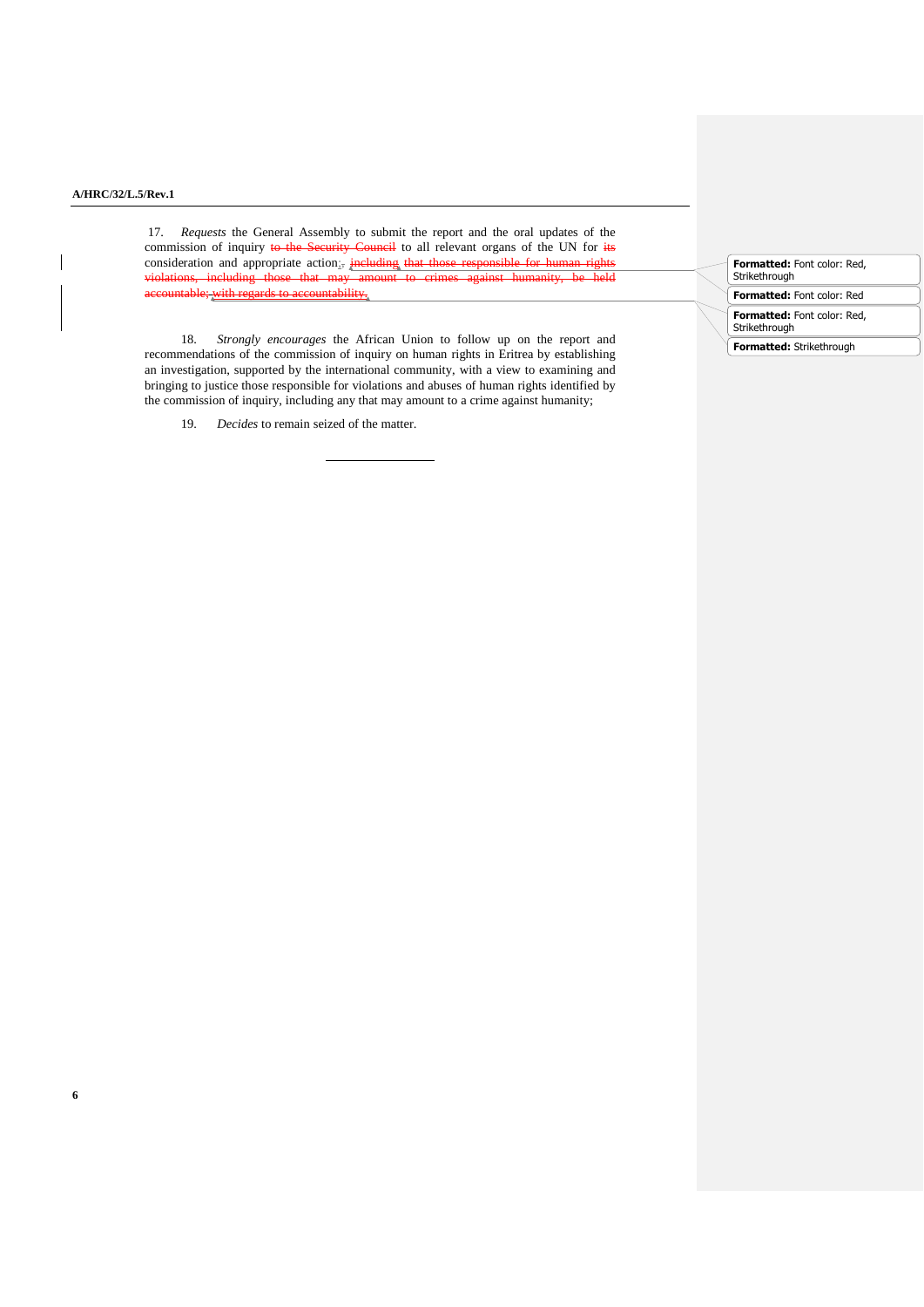17. *Requests* the General Assembly to submit the report and the oral updates of the commission of inquiry ~~to the Security Council~~ to all relevant organs of the UN for ~~its~~ consideration and appropriate action;~~, including that those responsible for human rights violations, including those that may amount to crimes against humanity, be held accountable; with regards to accountability.~~

18. *Strongly encourages* the African Union to follow up on the report and recommendations of the commission of inquiry on human rights in Eritrea by establishing an investigation, supported by the international community, with a view to examining and bringing to justice those responsible for violations and abuses of human rights identified by the commission of inquiry, including any that may amount to a crime against humanity;

19. *Decides* to remain seized of the matter.

**Formatted:** Font color: Red, Strikethrough

**Formatted:** Font color: Red

**Formatted:** Font color: Red, Strikethrough

**Formatted:** Strikethrough